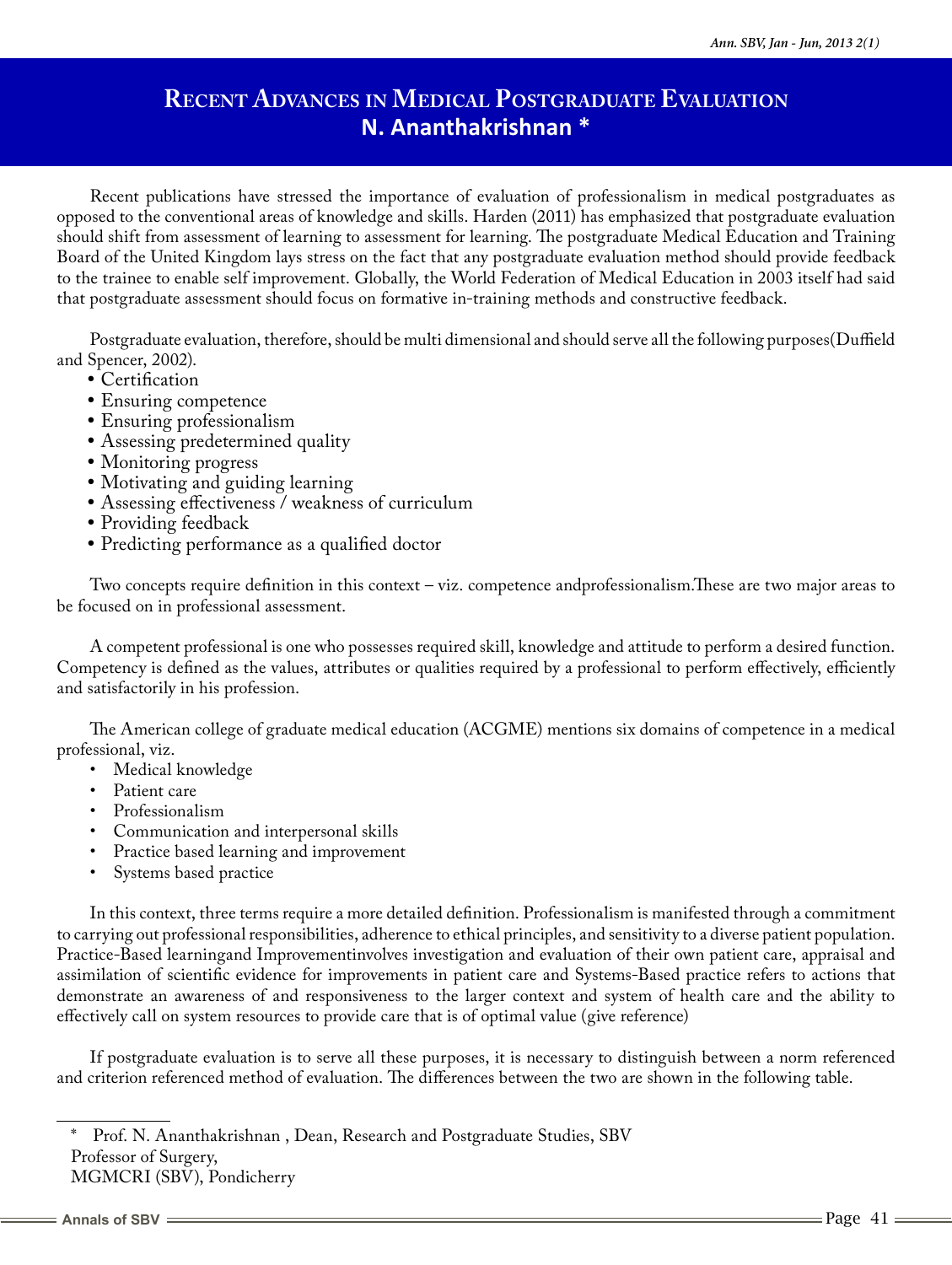# Recent Advances in Medical Postgraduate Evaluation

**N. Ananthakrishnan \***

Recent publications have stressed the importance of evaluation of professionalism in medical postgraduates as opposed to the conventional areas of knowledge and skills. Harden (2011) has emphasized that postgraduate evaluation should shift from assessment of learning to assessment for learning. The postgraduate Medical Education and Training Board of the United Kingdom lays stress on the fact that any postgraduate evaluation method should provide feedback to the trainee to enable self improvement. Globally, the World Federation of Medical Education in 2003 itself had said that postgraduate assessment should focus on formative in-training methods and constructive feedback.

Postgraduate evaluation, therefore, should be multi dimensional and should serve all the following purposes(Duffield and Spencer, 2002).

- Certification
- Ensuring competence
- Ensuring professionalism
- Assessing predetermined quality
- Monitoring progress
- Motivating and guiding learning
- Assessing effectiveness / weakness of curriculum
- Providing feedback
- Predicting performance as a qualified doctor

Two concepts require definition in this context – viz. competence andprofessionalism.These are two major areas to be focused on in professional assessment.

A competent professional is one who possesses required skill, knowledge and attitude to perform a desired function. Competency is defined as the values, attributes or qualities required by a professional to perform effectively, efficiently and satisfactorily in his profession.

The American college of graduate medical education (ACGME) mentions six domains of competence in a medical professional, viz.

- Medical knowledge
- Patient care
- Professionalism
- Communication and interpersonal skills
- Practice based learning and improvement
- Systems based practice

In this context, three terms require a more detailed definition. Professionalism is manifested through a commitment to carrying out professional responsibilities, adherence to ethical principles, and sensitivity to a diverse patient population. Practice-Based learningand Improvementinvolves investigation and evaluation of their own patient care, appraisal and assimilation of scientific evidence for improvements in patient care and Systems-Based practice refers to actions that demonstrate an awareness of and responsiveness to the larger context and system of health care and the ability to effectively call on system resources to provide care that is of optimal value (give reference)

If postgraduate evaluation is to serve all these purposes, it is necessary to distinguish between a norm referenced and criterion referenced method of evaluation. The differences between the two are shown in the following table.

---

\* Prof. N. Ananthakrishnan , Dean, Research and Postgraduate Studies, SBV
Professor of Surgery,
MGMCRI (SBV), Pondicherry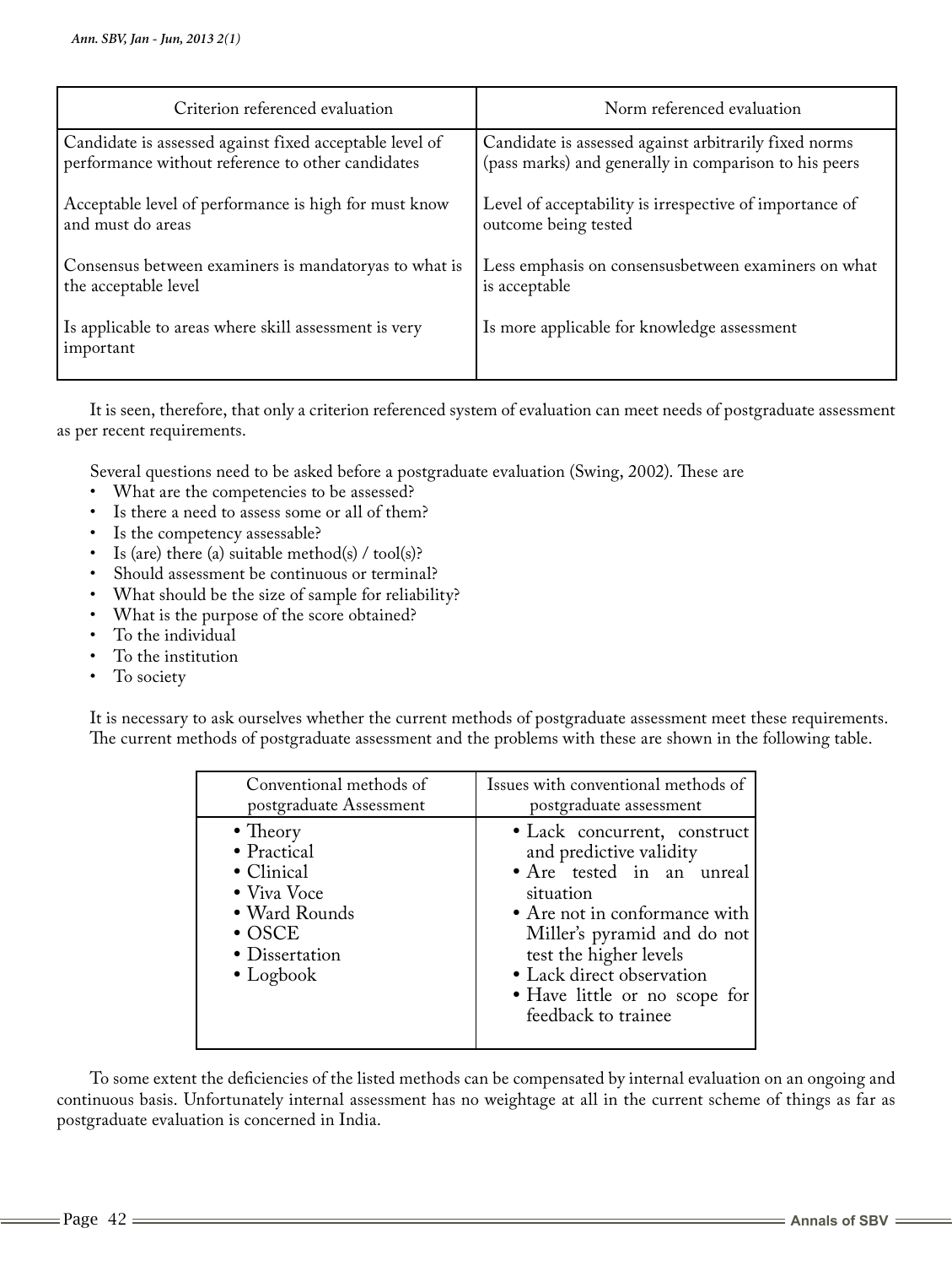| Criterion referenced evaluation | Norm referenced evaluation |
|---|---|
| Candidate is assessed against fixed acceptable level of performance without reference to other candidates | Candidate is assessed against arbitrarily fixed norms (pass marks) and generally in comparison to his peers |
| Acceptable level of performance is high for must know and must do areas | Level of acceptability is irrespective of importance of outcome being tested |
| Consensus between examiners is mandatoryas to what is the acceptable level | Less emphasis on consensusbetween examiners on what is acceptable |
| Is applicable to areas where skill assessment is very important | Is more applicable for knowledge assessment |

It is seen, therefore, that only a criterion referenced system of evaluation can meet needs of postgraduate assessment as per recent requirements.

Several questions need to be asked before a postgraduate evaluation (Swing, 2002). These are

- What are the competencies to be assessed?
- Is there a need to assess some or all of them?
- Is the competency assessable?
- Is (are) there (a) suitable method(s) / tool(s)?
- Should assessment be continuous or terminal?
- What should be the size of sample for reliability?
- What is the purpose of the score obtained?
- To the individual
- To the institution
- To society

It is necessary to ask ourselves whether the current methods of postgraduate assessment meet these requirements. The current methods of postgraduate assessment and the problems with these are shown in the following table.

| Conventional methods of postgraduate Assessment | Issues with conventional methods of postgraduate assessment |
|---|---|
| • Theory<br>• Practical<br>• Clinical<br>• Viva Voce<br>• Ward Rounds<br>• OSCE<br>• Dissertation<br>• Logbook | • Lack concurrent, construct and predictive validity<br>• Are tested in an unreal situation<br>• Are not in conformance with Miller's pyramid and do not test the higher levels<br>• Lack direct observation<br>• Have little or no scope for feedback to trainee |

To some extent the deficiencies of the listed methods can be compensated by internal evaluation on an ongoing and continuous basis. Unfortunately internal assessment has no weightage at all in the current scheme of things as far as postgraduate evaluation is concerned in India.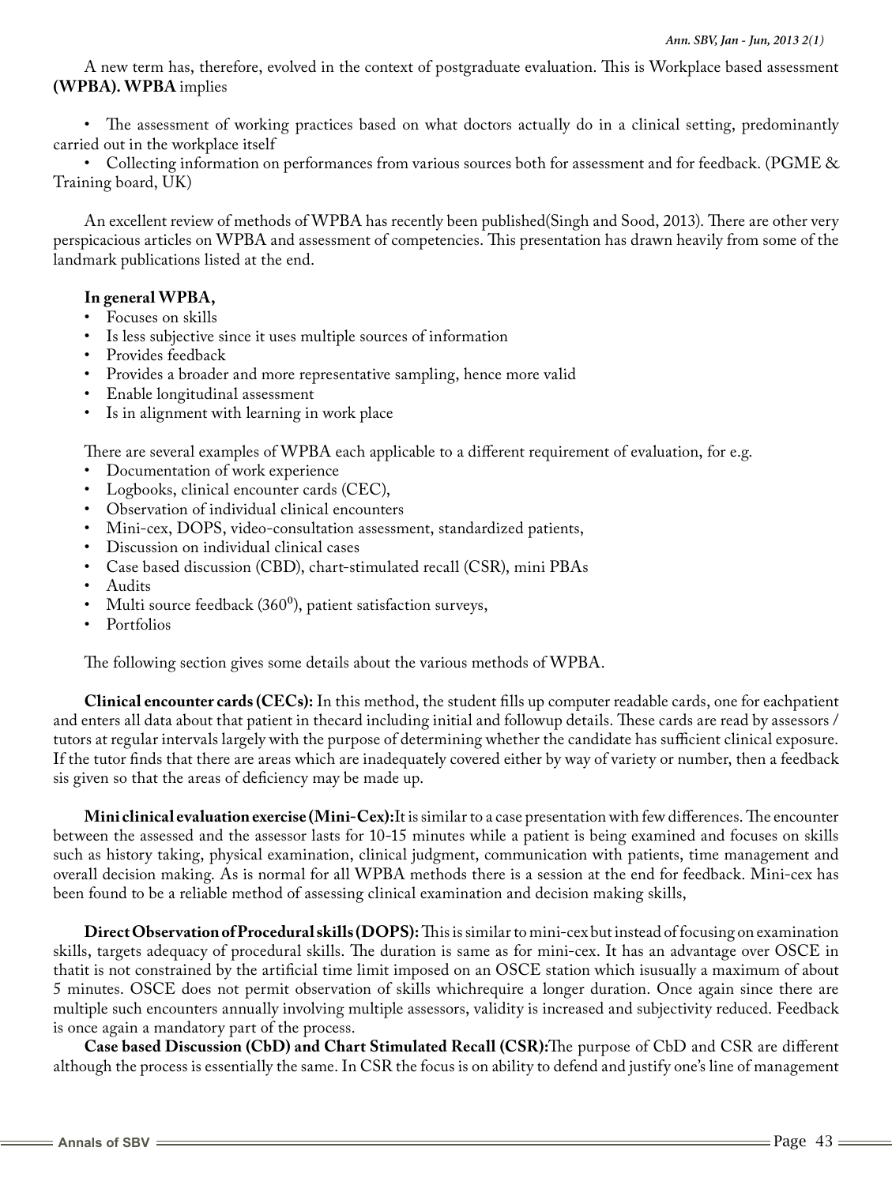A new term has, therefore, evolved in the context of postgraduate evaluation. This is Workplace based assessment **(WPBA). WPBA** implies

- The assessment of working practices based on what doctors actually do in a clinical setting, predominantly carried out in the workplace itself
- Collecting information on performances from various sources both for assessment and for feedback. (PGME & Training board, UK)

An excellent review of methods of WPBA has recently been published(Singh and Sood, 2013). There are other very perspicacious articles on WPBA and assessment of competencies. This presentation has drawn heavily from some of the landmark publications listed at the end.

**In general WPBA,**

- Focuses on skills
- Is less subjective since it uses multiple sources of information
- Provides feedback
- Provides a broader and more representative sampling, hence more valid
- Enable longitudinal assessment
- Is in alignment with learning in work place

There are several examples of WPBA each applicable to a different requirement of evaluation, for e.g.

- Documentation of work experience
- Logbooks, clinical encounter cards (CEC),
- Observation of individual clinical encounters
- Mini-cex, DOPS, video-consultation assessment, standardized patients,
- Discussion on individual clinical cases
- Case based discussion (CBD), chart-stimulated recall (CSR), mini PBAs
- Audits
- Multi source feedback ($360^0$), patient satisfaction surveys,
- Portfolios

The following section gives some details about the various methods of WPBA.

**Clinical encounter cards (CECs):** In this method, the student fills up computer readable cards, one for eachpatient and enters all data about that patient in thecard including initial and followup details. These cards are read by assessors / tutors at regular intervals largely with the purpose of determining whether the candidate has sufficient clinical exposure. If the tutor finds that there are areas which are inadequately covered either by way of variety or number, then a feedback sis given so that the areas of deficiency may be made up.

**Mini clinical evaluation exercise (Mini-Cex):**It is similar to a case presentation with few differences. The encounter between the assessed and the assessor lasts for 10-15 minutes while a patient is being examined and focuses on skills such as history taking, physical examination, clinical judgment, communication with patients, time management and overall decision making. As is normal for all WPBA methods there is a session at the end for feedback. Mini-cex has been found to be a reliable method of assessing clinical examination and decision making skills,

**Direct Observation of Procedural skills (DOPS):** This is similar to mini-cex but instead of focusing on examination skills, targets adequacy of procedural skills. The duration is same as for mini-cex. It has an advantage over OSCE in thatit is not constrained by the artificial time limit imposed on an OSCE station which isusually a maximum of about 5 minutes. OSCE does not permit observation of skills whichrequire a longer duration. Once again since there are multiple such encounters annually involving multiple assessors, validity is increased and subjectivity reduced. Feedback is once again a mandatory part of the process.

**Case based Discussion (CbD) and Chart Stimulated Recall (CSR):**The purpose of CbD and CSR are different although the process is essentially the same. In CSR the focus is on ability to defend and justify one's line of management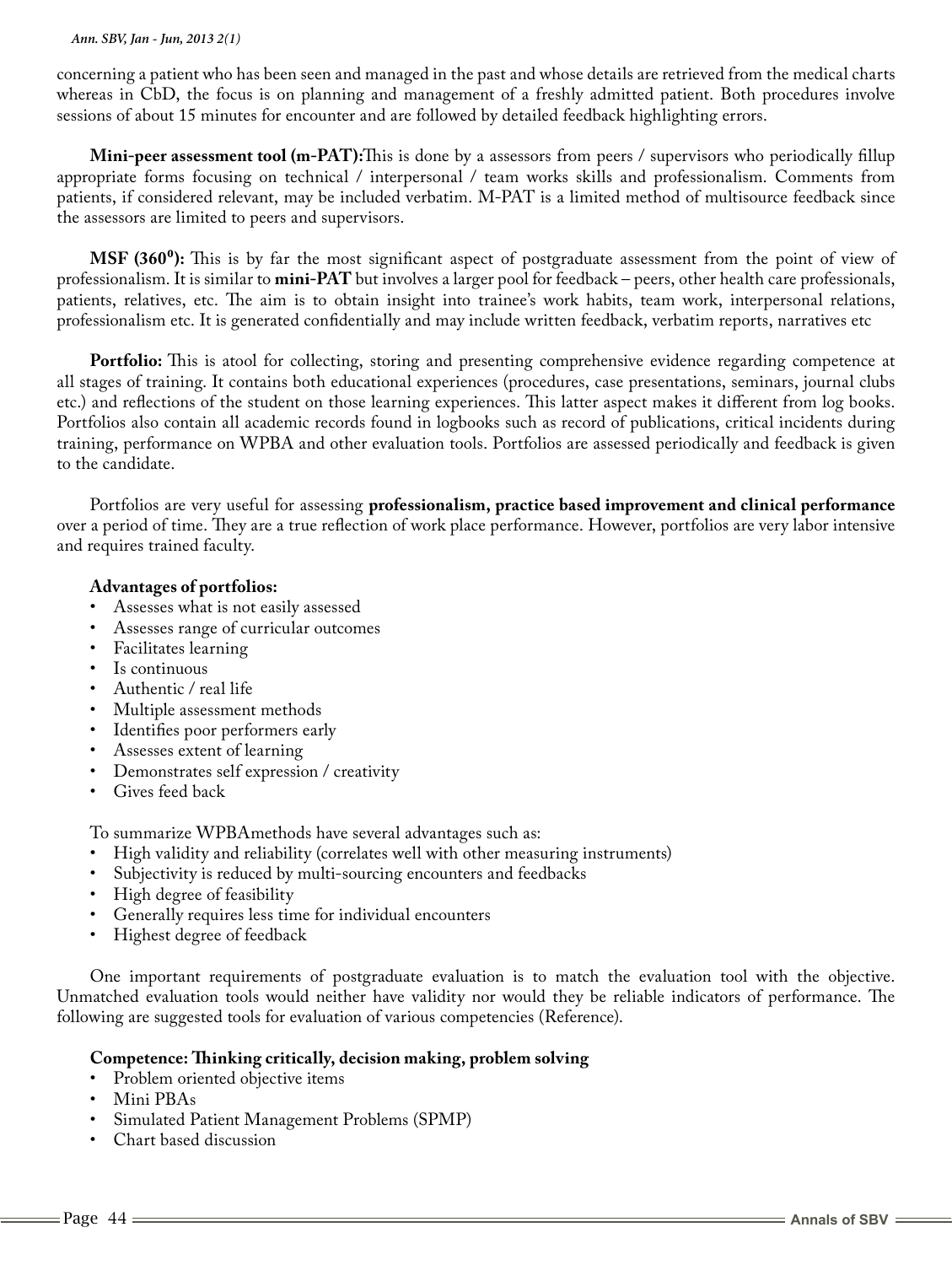concerning a patient who has been seen and managed in the past and whose details are retrieved from the medical charts whereas in CbD, the focus is on planning and management of a freshly admitted patient. Both procedures involve sessions of about 15 minutes for encounter and are followed by detailed feedback highlighting errors.

**Mini-peer assessment tool (m-PAT):**This is done by a assessors from peers / supervisors who periodically fillup appropriate forms focusing on technical / interpersonal / team works skills and professionalism. Comments from patients, if considered relevant, may be included verbatim. M-PAT is a limited method of multisource feedback since the assessors are limited to peers and supervisors.

**MSF (360$^0$):** This is by far the most significant aspect of postgraduate assessment from the point of view of professionalism. It is similar to **mini-PAT** but involves a larger pool for feedback – peers, other health care professionals, patients, relatives, etc. The aim is to obtain insight into trainee's work habits, team work, interpersonal relations, professionalism etc. It is generated confidentially and may include written feedback, verbatim reports, narratives etc

**Portfolio:** This is atool for collecting, storing and presenting comprehensive evidence regarding competence at all stages of training. It contains both educational experiences (procedures, case presentations, seminars, journal clubs etc.) and reflections of the student on those learning experiences. This latter aspect makes it different from log books. Portfolios also contain all academic records found in logbooks such as record of publications, critical incidents during training, performance on WPBA and other evaluation tools. Portfolios are assessed periodically and feedback is given to the candidate.

Portfolios are very useful for assessing **professionalism, practice based improvement and clinical performance** over a period of time. They are a true reflection of work place performance. However, portfolios are very labor intensive and requires trained faculty.

**Advantages of portfolios:**

- Assesses what is not easily assessed
- Assesses range of curricular outcomes
- Facilitates learning
- Is continuous
- Authentic / real life
- Multiple assessment methods
- Identifies poor performers early
- Assesses extent of learning
- Demonstrates self expression / creativity
- Gives feed back

To summarize WPBAmethods have several advantages such as:

- High validity and reliability (correlates well with other measuring instruments)
- Subjectivity is reduced by multi-sourcing encounters and feedbacks
- High degree of feasibility
- Generally requires less time for individual encounters
- Highest degree of feedback

One important requirements of postgraduate evaluation is to match the evaluation tool with the objective. Unmatched evaluation tools would neither have validity nor would they be reliable indicators of performance. The following are suggested tools for evaluation of various competencies (Reference).

**Competence: Thinking critically, decision making, problem solving**

- Problem oriented objective items
- Mini PBAs
- Simulated Patient Management Problems (SPMP)
- Chart based discussion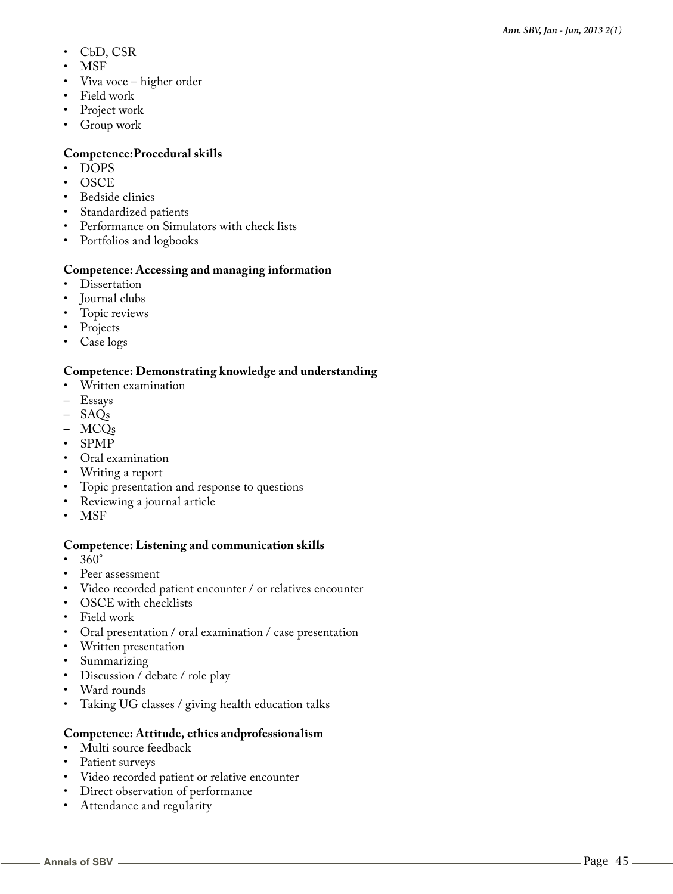- CbD, CSR
- MSF
- Viva voce – higher order
- Field work
- Project work
- Group work

**Competence:Procedural skills**

- DOPS
- OSCE
- Bedside clinics
- Standardized patients
- Performance on Simulators with check lists
- Portfolios and logbooks

**Competence: Accessing and managing information**

- Dissertation
- Journal clubs
- Topic reviews
- Projects
- Case logs

**Competence: Demonstrating knowledge and understanding**

- Written examination
  - Essays
  - SAQs
  - MCQs
- SPMP
- Oral examination
- Writing a report
- Topic presentation and response to questions
- Reviewing a journal article
- MSF

**Competence: Listening and communication skills**

- 360°
- Peer assessment
- Video recorded patient encounter / or relatives encounter
- OSCE with checklists
- Field work
- Oral presentation / oral examination / case presentation
- Written presentation
- Summarizing
- Discussion / debate / role play
- Ward rounds
- Taking UG classes / giving health education talks

**Competence: Attitude, ethics andprofessionalism**

- Multi source feedback
- Patient surveys
- Video recorded patient or relative encounter
- Direct observation of performance
- Attendance and regularity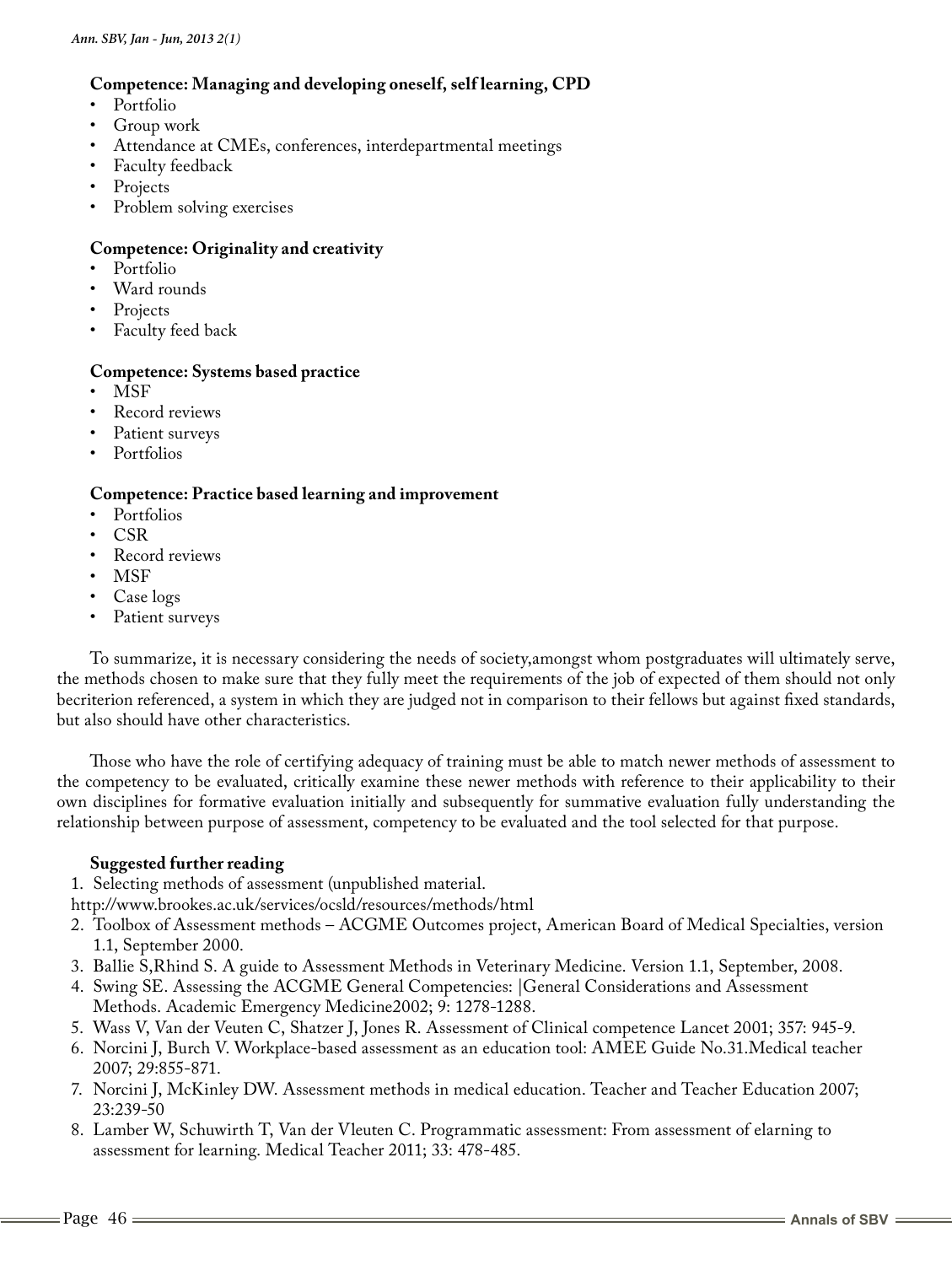**Competence: Managing and developing oneself, self learning, CPD**

- Portfolio
- Group work
- Attendance at CMEs, conferences, interdepartmental meetings
- Faculty feedback
- Projects
- Problem solving exercises

**Competence: Originality and creativity**

- Portfolio
- Ward rounds
- Projects
- Faculty feed back

**Competence: Systems based practice**

- MSF
- Record reviews
- Patient surveys
- Portfolios

**Competence: Practice based learning and improvement**

- Portfolios
- CSR
- Record reviews
- MSF
- Case logs
- Patient surveys

To summarize, it is necessary considering the needs of society,amongst whom postgraduates will ultimately serve, the methods chosen to make sure that they fully meet the requirements of the job of expected of them should not only becriterion referenced, a system in which they are judged not in comparison to their fellows but against fixed standards, but also should have other characteristics.

Those who have the role of certifying adequacy of training must be able to match newer methods of assessment to the competency to be evaluated, critically examine these newer methods with reference to their applicability to their own disciplines for formative evaluation initially and subsequently for summative evaluation fully understanding the relationship between purpose of assessment, competency to be evaluated and the tool selected for that purpose.

**Suggested further reading**

1. Selecting methods of assessment (unpublished material.
http://www.brookes.ac.uk/services/ocsld/resources/methods/html
2. Toolbox of Assessment methods – ACGME Outcomes project, American Board of Medical Specialties, version 1.1, September 2000.
3. Ballie S,Rhind S. A guide to Assessment Methods in Veterinary Medicine. Version 1.1, September, 2008.
4. Swing SE. Assessing the ACGME General Competencies: |General Considerations and Assessment Methods. Academic Emergency Medicine2002; 9: 1278-1288.
5. Wass V, Van der Veuten C, Shatzer J, Jones R. Assessment of Clinical competence Lancet 2001; 357: 945-9.
6. Norcini J, Burch V. Workplace-based assessment as an education tool: AMEE Guide No.31.Medical teacher 2007; 29:855-871.
7. Norcini J, McKinley DW. Assessment methods in medical education. Teacher and Teacher Education 2007; 23:239-50
8. Lamber W, Schuwirth T, Van der Vleuten C. Programmatic assessment: From assessment of elarning to assessment for learning. Medical Teacher 2011; 33: 478-485.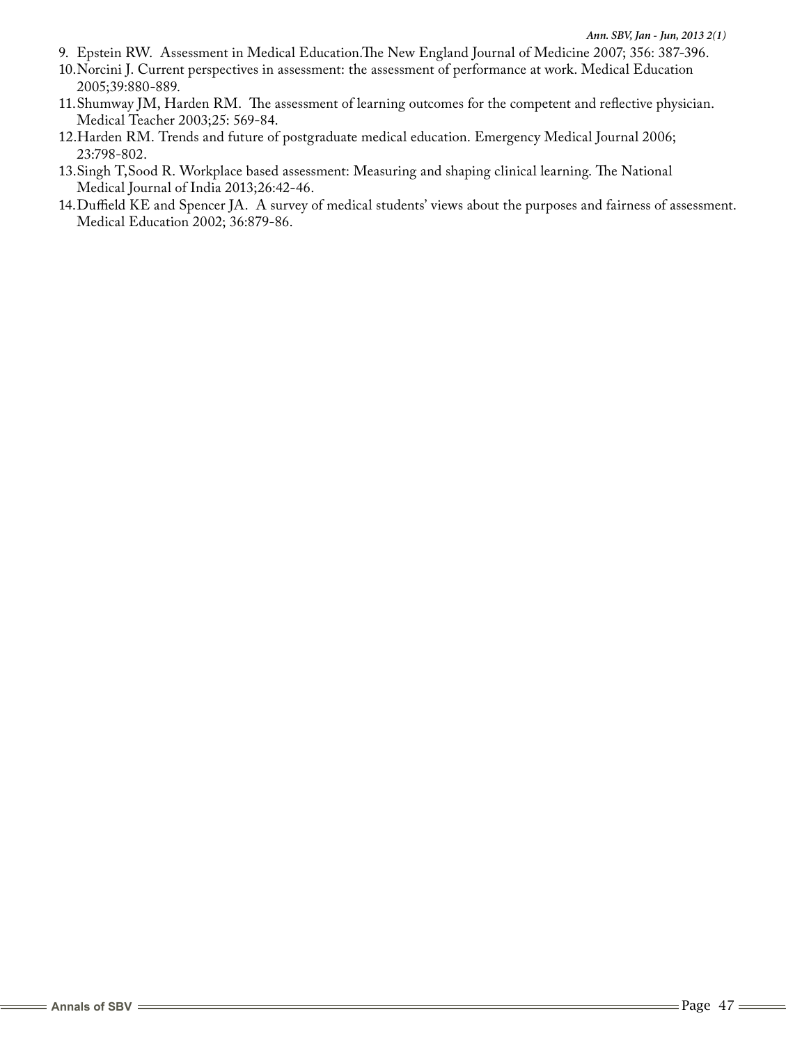9. Epstein RW. Assessment in Medical Education.The New England Journal of Medicine 2007; 356: 387-396.
10. Norcini J. Current perspectives in assessment: the assessment of performance at work. Medical Education 2005;39:880-889.
11. Shumway JM, Harden RM. The assessment of learning outcomes for the competent and reflective physician. Medical Teacher 2003;25: 569-84.
12. Harden RM. Trends and future of postgraduate medical education. Emergency Medical Journal 2006; 23:798-802.
13. Singh T,Sood R. Workplace based assessment: Measuring and shaping clinical learning. The National Medical Journal of India 2013;26:42-46.
14. Duffield KE and Spencer JA. A survey of medical students' views about the purposes and fairness of assessment. Medical Education 2002; 36:879-86.